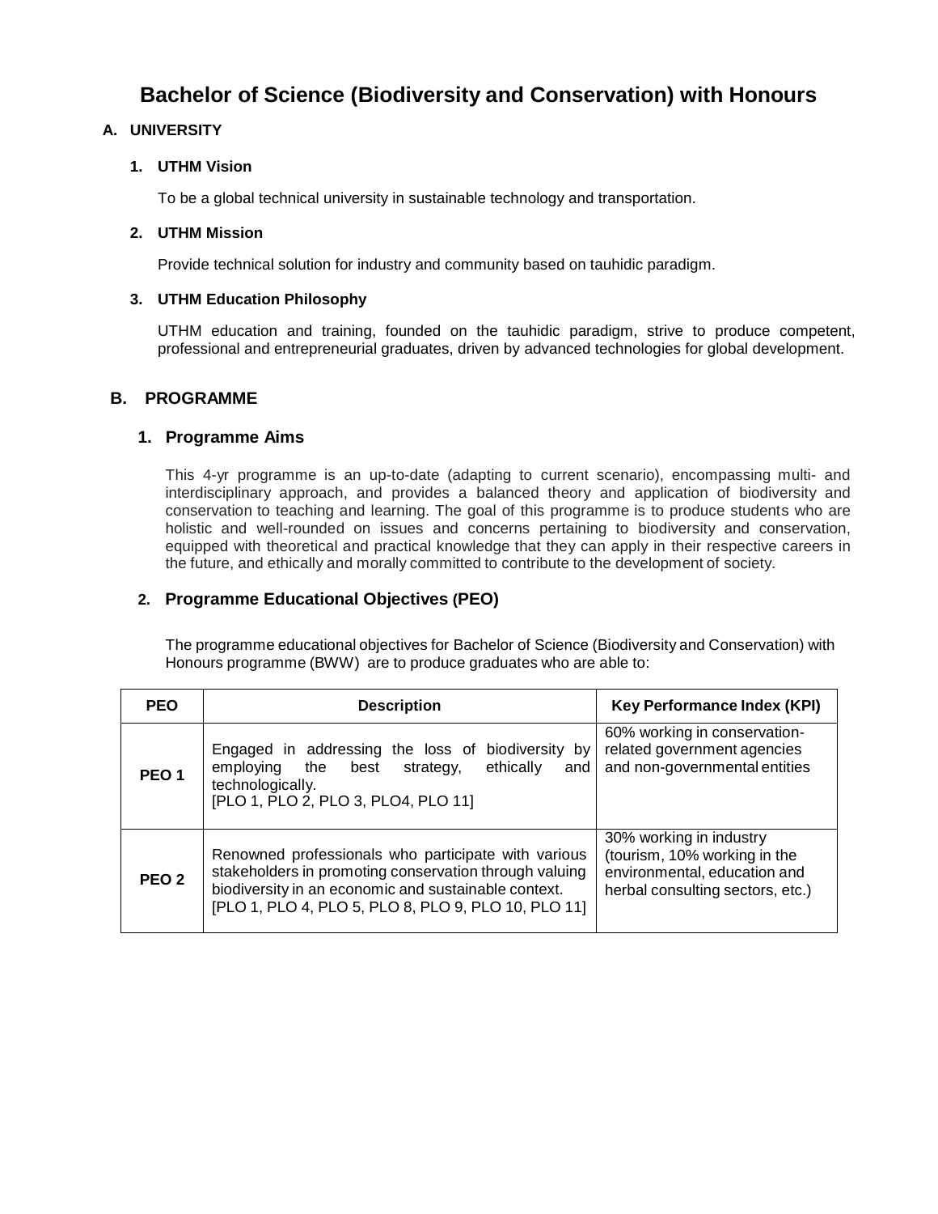# Bachelor of Science (Biodiversity and Conservation) with Honours

## A. UNIVERSITY

### 1. UTHM Vision

To be a global technical university in sustainable technology and transportation.

### 2. UTHM Mission

Provide technical solution for industry and community based on tauhidic paradigm.

### 3. UTHM Education Philosophy

UTHM education and training, founded on the tauhidic paradigm, strive to produce competent, professional and entrepreneurial graduates, driven by advanced technologies for global development.

## B. PROGRAMME

### 1. Programme Aims

This 4-yr programme is an up-to-date (adapting to current scenario), encompassing multi- and interdisciplinary approach, and provides a balanced theory and application of biodiversity and conservation to teaching and learning. The goal of this programme is to produce students who are holistic and well-rounded on issues and concerns pertaining to biodiversity and conservation, equipped with theoretical and practical knowledge that they can apply in their respective careers in the future, and ethically and morally committed to contribute to the development of society.

### 2. Programme Educational Objectives (PEO)

The programme educational objectives for Bachelor of Science (Biodiversity and Conservation) with Honours programme (BWW) are to produce graduates who are able to:

| PEO | Description | Key Performance Index (KPI) |
|---|---|---|
| PEO 1 | Engaged in addressing the loss of biodiversity by employing the best strategy, ethically and technologically. [PLO 1, PLO 2, PLO 3, PLO4, PLO 11] | 60% working in conservation-related government agencies and non-governmental entities |
| PEO 2 | Renowned professionals who participate with various stakeholders in promoting conservation through valuing biodiversity in an economic and sustainable context. [PLO 1, PLO 4, PLO 5, PLO 8, PLO 9, PLO 10, PLO 11] | 30% working in industry (tourism, 10% working in the environmental, education and herbal consulting sectors, etc.) |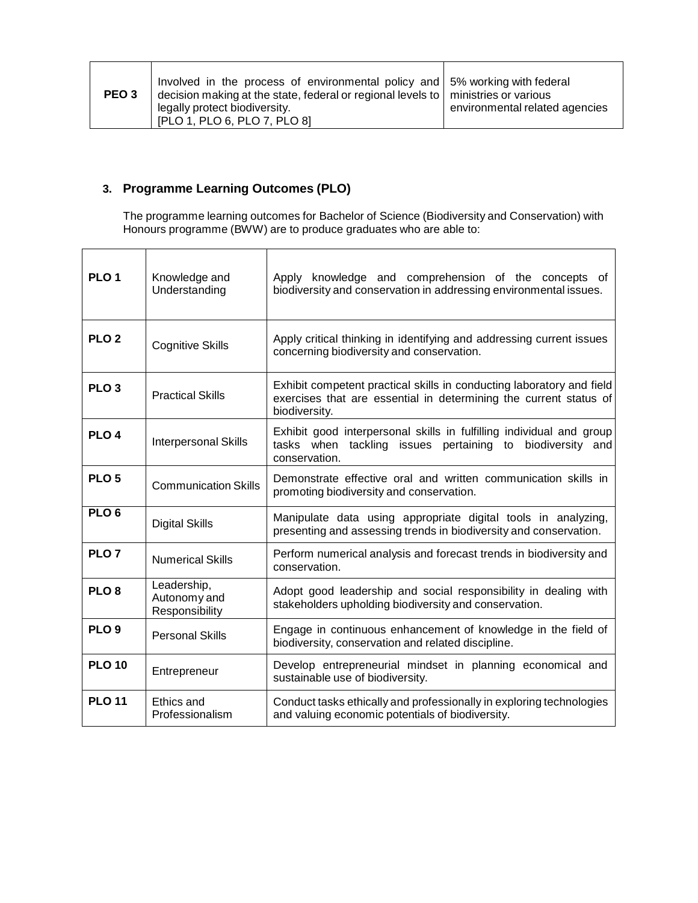| | | |
|---|---|---|
| **PEO 3** | Involved in the process of environmental policy and decision making at the state, federal or regional levels to legally protect biodiversity. [PLO 1, PLO 6, PLO 7, PLO 8] | 5% working with federal ministries or various environmental related agencies |

## 3. Programme Learning Outcomes (PLO)

The programme learning outcomes for Bachelor of Science (Biodiversity and Conservation) with Honours programme (BWW) are to produce graduates who are able to:

| | | |
|---|---|---|
| **PLO 1** | Knowledge and Understanding | Apply knowledge and comprehension of the concepts of biodiversity and conservation in addressing environmental issues. |
| **PLO 2** | Cognitive Skills | Apply critical thinking in identifying and addressing current issues concerning biodiversity and conservation. |
| **PLO 3** | Practical Skills | Exhibit competent practical skills in conducting laboratory and field exercises that are essential in determining the current status of biodiversity. |
| **PLO 4** | Interpersonal Skills | Exhibit good interpersonal skills in fulfilling individual and group tasks when tackling issues pertaining to biodiversity and conservation. |
| **PLO 5** | Communication Skills | Demonstrate effective oral and written communication skills in promoting biodiversity and conservation. |
| **PLO 6** | Digital Skills | Manipulate data using appropriate digital tools in analyzing, presenting and assessing trends in biodiversity and conservation. |
| **PLO 7** | Numerical Skills | Perform numerical analysis and forecast trends in biodiversity and conservation. |
| **PLO 8** | Leadership, Autonomy and Responsibility | Adopt good leadership and social responsibility in dealing with stakeholders upholding biodiversity and conservation. |
| **PLO 9** | Personal Skills | Engage in continuous enhancement of knowledge in the field of biodiversity, conservation and related discipline. |
| **PLO 10** | Entrepreneur | Develop entrepreneurial mindset in planning economical and sustainable use of biodiversity. |
| **PLO 11** | Ethics and Professionalism | Conduct tasks ethically and professionally in exploring technologies and valuing economic potentials of biodiversity. |